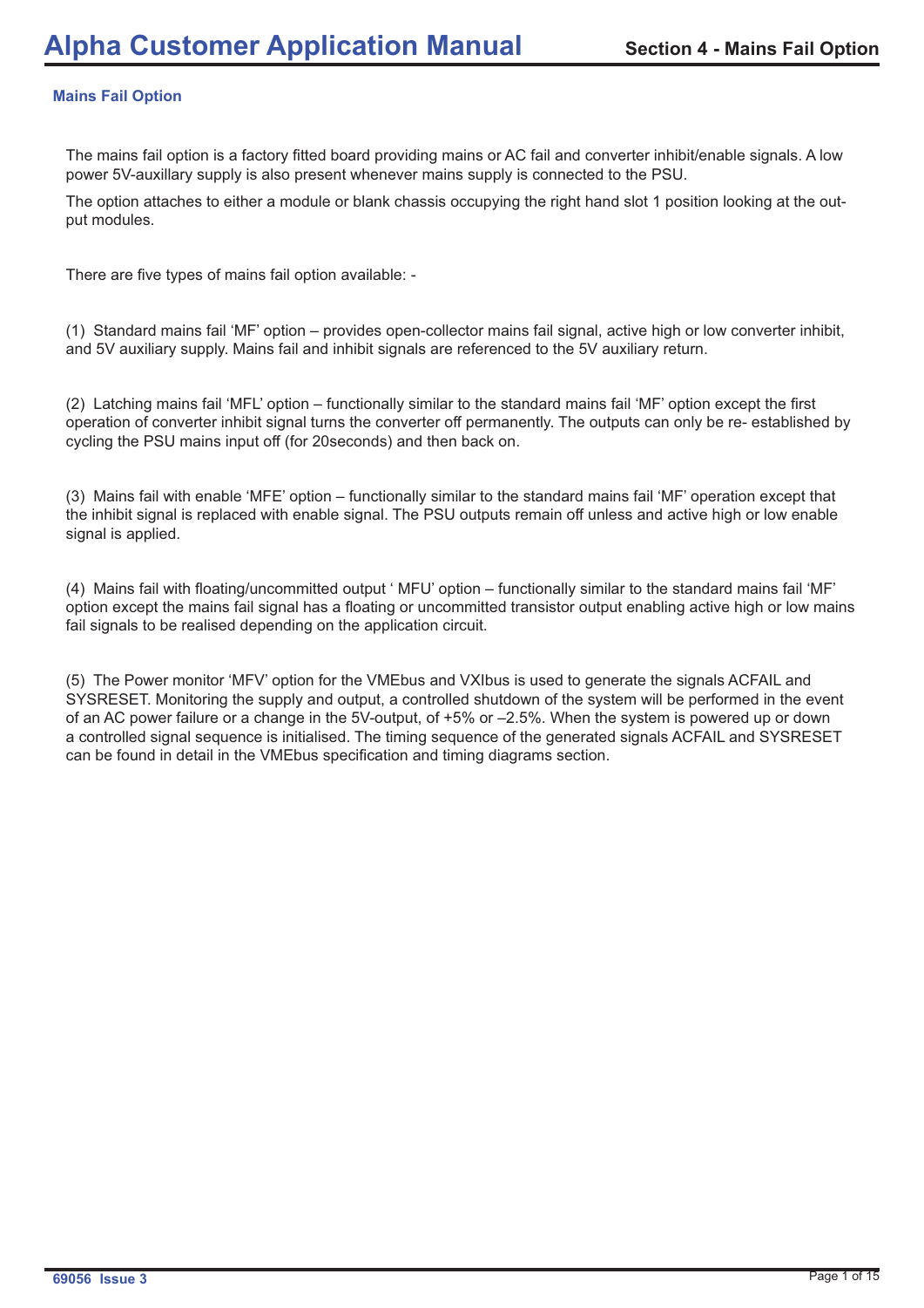## Mains Fail Option

The mains fail option is a factory fitted board providing mains or AC fail and converter inhibit/enable signals. A low power 5V-auxillary supply is also present whenever mains supply is connected to the PSU.

The option attaches to either a module or blank chassis occupying the right hand slot 1 position looking at the output modules.

There are five types of mains fail option available: -

(1) Standard mains fail 'MF' option – provides open-collector mains fail signal, active high or low converter inhibit, and 5V auxiliary supply. Mains fail and inhibit signals are referenced to the 5V auxiliary return.

(2) Latching mains fail 'MFL' option – functionally similar to the standard mains fail 'MF' option except the first operation of converter inhibit signal turns the converter off permanently. The outputs can only be re- established by cycling the PSU mains input off (for 20seconds) and then back on.

(3) Mains fail with enable 'MFE' option – functionally similar to the standard mains fail 'MF' operation except that the inhibit signal is replaced with enable signal. The PSU outputs remain off unless and active high or low enable signal is applied.

(4) Mains fail with floating/uncommitted output ' MFU' option – functionally similar to the standard mains fail 'MF' option except the mains fail signal has a floating or uncommitted transistor output enabling active high or low mains fail signals to be realised depending on the application circuit.

(5) The Power monitor 'MFV' option for the VMEbus and VXIbus is used to generate the signals ACFAIL and SYSRESET. Monitoring the supply and output, a controlled shutdown of the system will be performed in the event of an AC power failure or a change in the 5V-output, of +5% or –2.5%. When the system is powered up or down a controlled signal sequence is initialised. The timing sequence of the generated signals ACFAIL and SYSRESET can be found in detail in the VMEbus specification and timing diagrams section.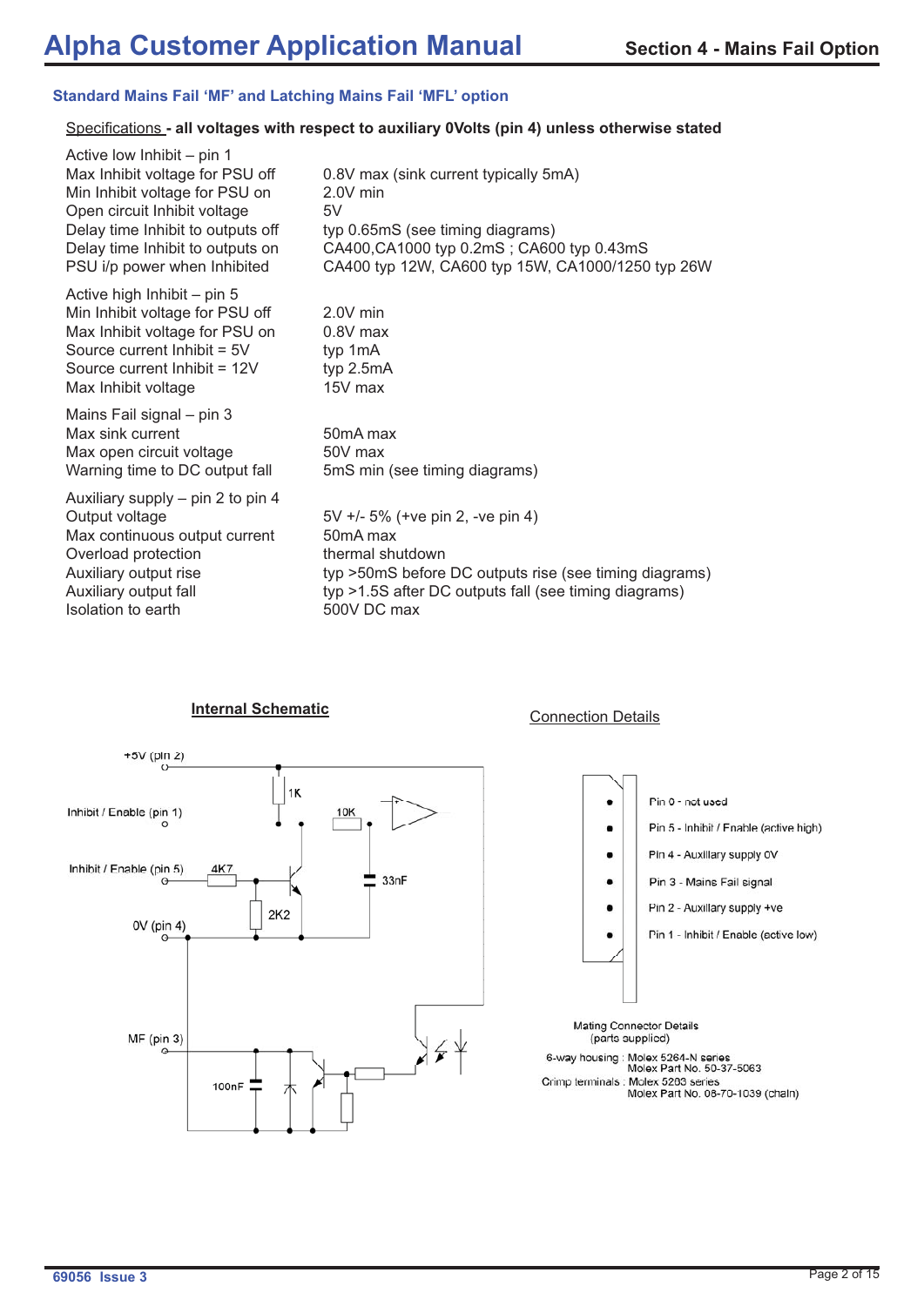## Standard Mains Fail 'MF' and Latching Mains Fail 'MFL' option

Specifications - **all voltages with respect to auxiliary 0Volts (pin 4) unless otherwise stated**

| | |
|---|---|
| Active low Inhibit – pin 1 | |
| Max Inhibit voltage for PSU off | 0.8V max (sink current typically 5mA) |
| Min Inhibit voltage for PSU on | 2.0V min |
| Open circuit Inhibit voltage | 5V |
| Delay time Inhibit to outputs off | typ 0.65mS (see timing diagrams) |
| Delay time Inhibit to outputs on | CA400,CA1000 typ 0.2mS ; CA600 typ 0.43mS |
| PSU i/p power when Inhibited | CA400 typ 12W, CA600 typ 15W, CA1000/1250 typ 26W |
| Active high Inhibit – pin 5 | |
| Min Inhibit voltage for PSU off | 2.0V min |
| Max Inhibit voltage for PSU on | 0.8V max |
| Source current Inhibit = 5V | typ 1mA |
| Source current Inhibit = 12V | typ 2.5mA |
| Max Inhibit voltage | 15V max |
| Mains Fail signal – pin 3 | |
| Max sink current | 50mA max |
| Max open circuit voltage | 50V max |
| Warning time to DC output fall | 5mS min (see timing diagrams) |
| Auxiliary supply – pin 2 to pin 4 | |
| Output voltage | 5V +/- 5% (+ve pin 2, -ve pin 4) |
| Max continuous output current | 50mA max |
| Overload protection | thermal shutdown |
| Auxiliary output rise | typ >50mS before DC outputs rise (see timing diagrams) |
| Auxiliary output fall | typ >1.5S after DC outputs fall (see timing diagrams) |
| Isolation to earth | 500V DC max |

**Internal Schematic**

+5V (pin 2)
Inhibit / Enable (pin 1)
Inhibit / Enable (pin 5)
0V (pin 4)
MF (pin 3)
1K, 10K, 4K7, 33nF, 2K2, 100nF

Connection Details

- Pin 6 - not used
- Pin 5 - Inhibit / Enable (active high)
- Pin 4 - Auxiliary supply 0V
- Pin 3 - Mains Fail signal
- Pin 2 - Auxiliary supply +ve
- Pin 1 - Inhibit / Enable (active low)

Mating Connector Details
(parts supplied)

6-way housing : Molex 5264-N series
Molex Part No. 50-37-5063

Crimp terminals : Molex 5263 series
Molex Part No. 08-70-1039 (chain)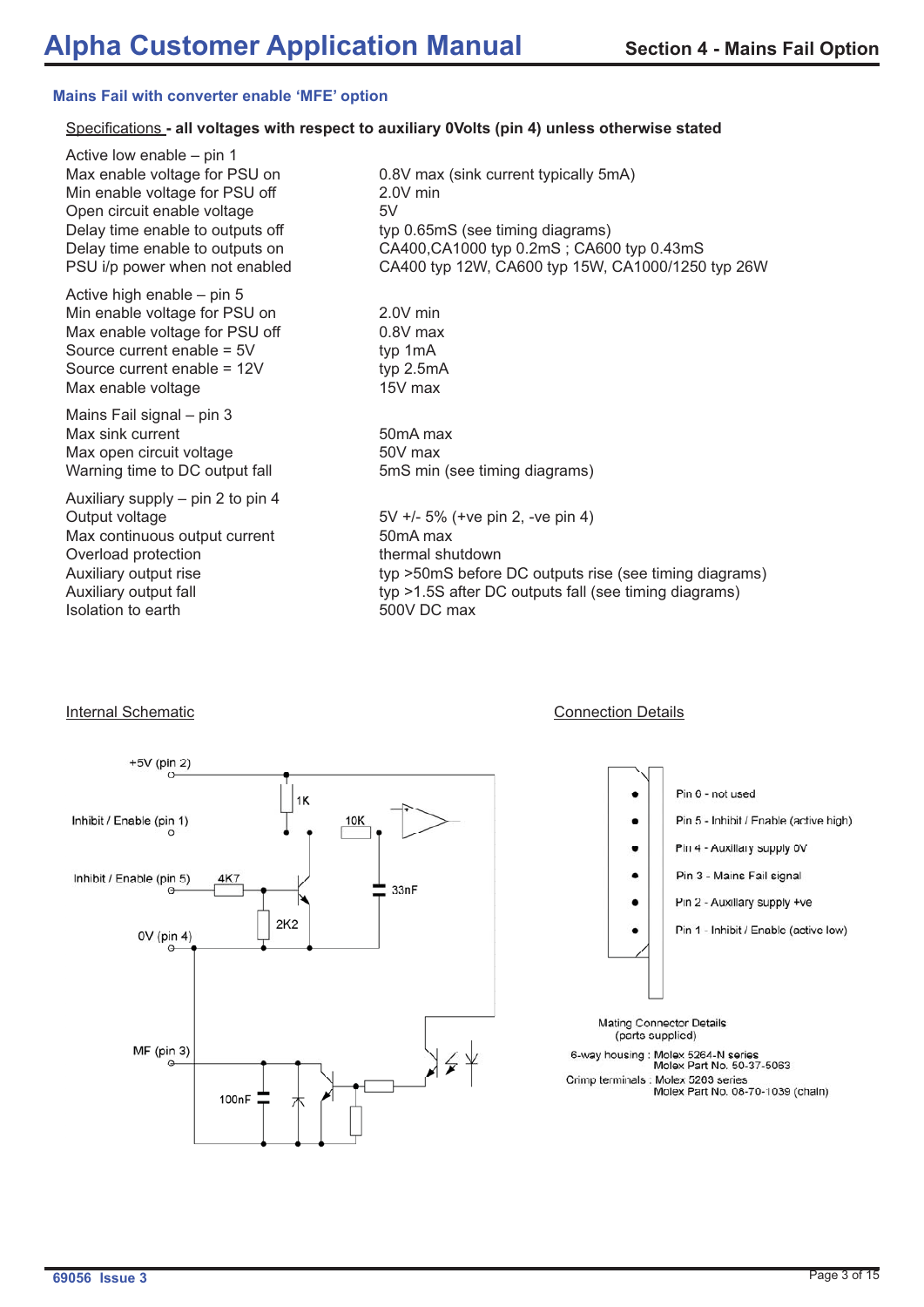## Mains Fail with converter enable 'MFE' option

Specifications **- all voltages with respect to auxiliary 0Volts (pin 4) unless otherwise stated**

| | |
|---|---|
| Active low enable – pin 1 | |
| Max enable voltage for PSU on | 0.8V max (sink current typically 5mA) |
| Min enable voltage for PSU off | 2.0V min |
| Open circuit enable voltage | 5V |
| Delay time enable to outputs off | typ 0.65mS (see timing diagrams) |
| Delay time enable to outputs on | CA400,CA1000 typ 0.2mS ; CA600 typ 0.43mS |
| PSU i/p power when not enabled | CA400 typ 12W, CA600 typ 15W, CA1000/1250 typ 26W |
| Active high enable – pin 5 | |
| Min enable voltage for PSU on | 2.0V min |
| Max enable voltage for PSU off | 0.8V max |
| Source current enable = 5V | typ 1mA |
| Source current enable = 12V | typ 2.5mA |
| Max enable voltage | 15V max |
| Mains Fail signal – pin 3 | |
| Max sink current | 50mA max |
| Max open circuit voltage | 50V max |
| Warning time to DC output fall | 5mS min (see timing diagrams) |
| Auxiliary supply – pin 2 to pin 4 | |
| Output voltage | 5V +/- 5% (+ve pin 2, -ve pin 4) |
| Max continuous output current | 50mA max |
| Overload protection | thermal shutdown |
| Auxiliary output rise | typ >50mS before DC outputs rise (see timing diagrams) |
| Auxiliary output fall | typ >1.5S after DC outputs fall (see timing diagrams) |
| Isolation to earth | 500V DC max |

Internal Schematic

+5V (pin 2)
Inhibit / Enable (pin 1)
Inhibit / Enable (pin 5)
0V (pin 4)
MF (pin 3)
1K
10K
4K7
2K2
33nF
100nF

Connection Details

Pin 0 - not used
Pin 5 - Inhibit / Enable (active high)
Pin 4 - Auxiliary supply 0V
Pin 3 - Mains Fail signal
Pin 2 - Auxiliary supply +ve
Pin 1 - Inhibit / Enable (active low)

Mating Connector Details
(parts supplied)

6-way housing : Molex 5264-N series
Molex Part No. 50-37-5063
Crimp terminals : Molex 5203 series
Molex Part No. 08-70-1039 (chain)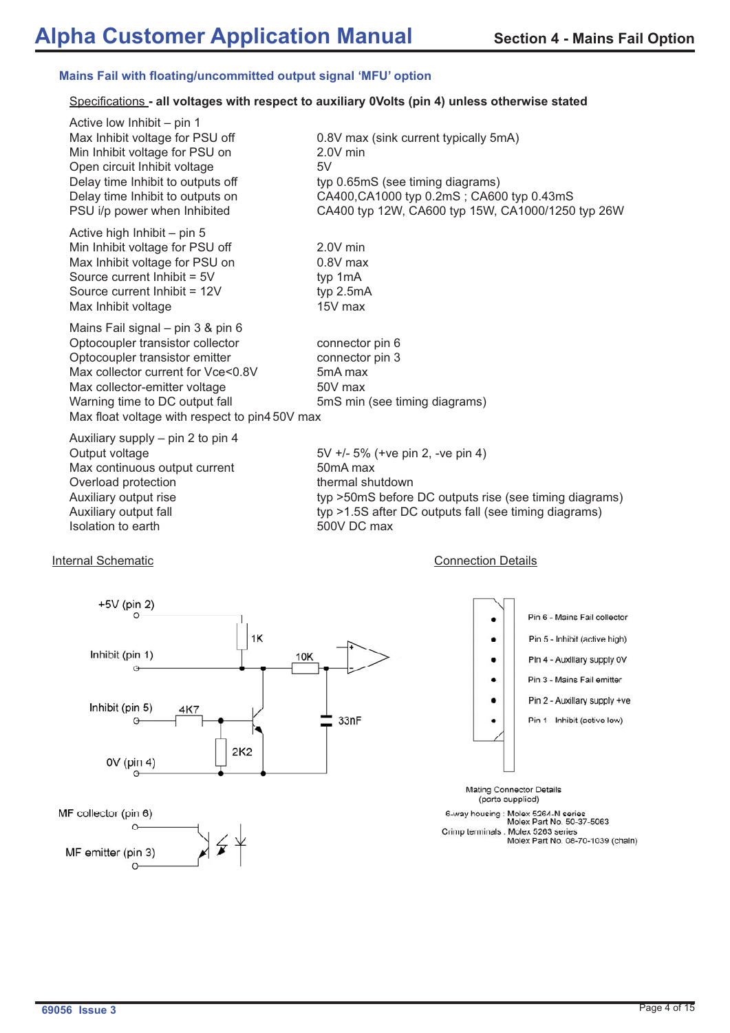## Mains Fail with floating/uncommitted output signal 'MFU' option

Specifications - **all voltages with respect to auxiliary 0Volts (pin 4) unless otherwise stated**

| | |
|---|---|
| Active low Inhibit – pin 1 | |
| Max Inhibit voltage for PSU off | 0.8V max (sink current typically 5mA) |
| Min Inhibit voltage for PSU on | 2.0V min |
| Open circuit Inhibit voltage | 5V |
| Delay time Inhibit to outputs off | typ 0.65mS (see timing diagrams) |
| Delay time Inhibit to outputs on | CA400,CA1000 typ 0.2mS ; CA600 typ 0.43mS |
| PSU i/p power when Inhibited | CA400 typ 12W, CA600 typ 15W, CA1000/1250 typ 26W |

| | |
|---|---|
| Active high Inhibit – pin 5 | |
| Min Inhibit voltage for PSU off | 2.0V min |
| Max Inhibit voltage for PSU on | 0.8V max |
| Source current Inhibit = 5V | typ 1mA |
| Source current Inhibit = 12V | typ 2.5mA |
| Max Inhibit voltage | 15V max |

| | |
|---|---|
| Mains Fail signal – pin 3 & pin 6 | |
| Optocoupler transistor collector | connector pin 6 |
| Optocoupler transistor emitter | connector pin 3 |
| Max collector current for Vce<0.8V | 5mA max |
| Max collector-emitter voltage | 50V max |
| Warning time to DC output fall | 5mS min (see timing diagrams) |
| Max float voltage with respect to pin4 | 50V max |

| | |
|---|---|
| Auxiliary supply – pin 2 to pin 4 | |
| Output voltage | 5V +/- 5% (+ve pin 2, -ve pin 4) |
| Max continuous output current | 50mA max |
| Overload protection | thermal shutdown |
| Auxiliary output rise | typ >50mS before DC outputs rise (see timing diagrams) |
| Auxiliary output fall | typ >1.5S after DC outputs fall (see timing diagrams) |
| Isolation to earth | 500V DC max |

Internal Schematic

+5V (pin 2)
Inhibit (pin 1)
Inhibit (pin 5)
0V (pin 4)
1K
10K
4K7
2K2
33nF
MF collector (pin 6)
MF emitter (pin 3)

Connection Details

Pin 6 - Mains Fail collector
Pin 5 - Inhibit (active high)
Pin 4 - Auxiliary supply 0V
Pin 3 - Mains Fail emitter
Pin 2 - Auxiliary supply +ve
Pin 1 - Inhibit (active low)

Mating Connector Details
(parts supplied)

6-way housing : Molex 5264-N series
Molex Part No. 50-37-5063
Crimp terminals : Molex 5263 series
Molex Part No. 08-70-1039 (chain)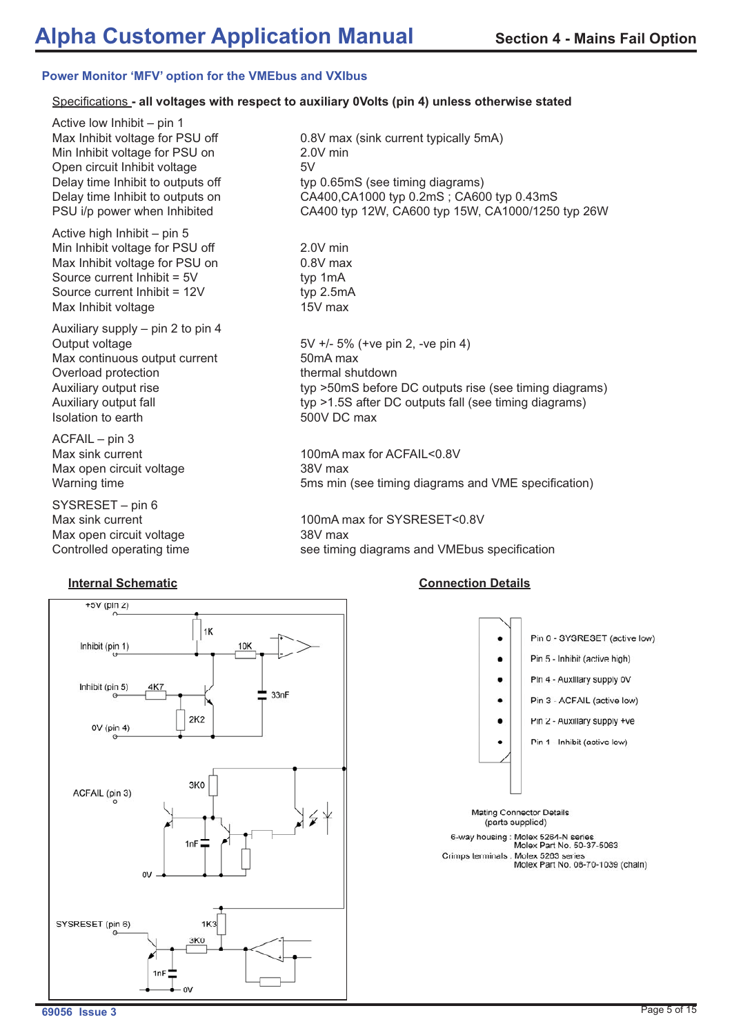## Power Monitor 'MFV' option for the VMEbus and VXIbus

Specifications - **all voltages with respect to auxiliary 0Volts (pin 4) unless otherwise stated**

| | |
|---|---|
| Active low Inhibit – pin 1 | |
| Max Inhibit voltage for PSU off | 0.8V max (sink current typically 5mA) |
| Min Inhibit voltage for PSU on | 2.0V min |
| Open circuit Inhibit voltage | 5V |
| Delay time Inhibit to outputs off | typ 0.65mS (see timing diagrams) |
| Delay time Inhibit to outputs on | CA400,CA1000 typ 0.2mS ; CA600 typ 0.43mS |
| PSU i/p power when Inhibited | CA400 typ 12W, CA600 typ 15W, CA1000/1250 typ 26W |
| Active high Inhibit – pin 5 | |
| Min Inhibit voltage for PSU off | 2.0V min |
| Max Inhibit voltage for PSU on | 0.8V max |
| Source current Inhibit = 5V | typ 1mA |
| Source current Inhibit = 12V | typ 2.5mA |
| Max Inhibit voltage | 15V max |
| Auxiliary supply – pin 2 to pin 4 | |
| Output voltage | 5V +/- 5% (+ve pin 2, -ve pin 4) |
| Max continuous output current | 50mA max |
| Overload protection | thermal shutdown |
| Auxiliary output rise | typ >50mS before DC outputs rise (see timing diagrams) |
| Auxiliary output fall | typ >1.5S after DC outputs fall (see timing diagrams) |
| Isolation to earth | 500V DC max |
| ACFAIL – pin 3 | |
| Max sink current | 100mA max for ACFAIL<0.8V |
| Max open circuit voltage | 38V max |
| Warning time | 5ms min (see timing diagrams and VME specification) |
| SYSRESET – pin 6 | |
| Max sink current | 100mA max for SYSRESET<0.8V |
| Max open circuit voltage | 38V max |
| Controlled operating time | see timing diagrams and VMEbus specification |

### Internal Schematic

+5V (pin 2)
Inhibit (pin 1)
Inhibit (pin 5)
0V (pin 4)
ACFAIL (pin 3)
SYSRESET (pin 6)
1K, 10K, 4K7, 2K2, 33nF, 3K0, 1nF, 0V, 1K3, 3K0, 1nF, 0V

### Connection Details

- Pin 6 - SYSRESET (active low)
- Pin 5 - Inhibit (active high)
- Pin 4 - Auxiliary supply 0V
- Pin 3 - ACFAIL (active low)
- Pin 2 - Auxiliary supply +ve
- Pin 1 - Inhibit (active low)

Mating Connector Details
(parts supplied)

6-way housing : Molex 5264-N series
Molex Part No. 50-37-5063

Crimps terminals : Molex 5263 series
Molex Part No. 08-70-1039 (chain)

69056 Issue 3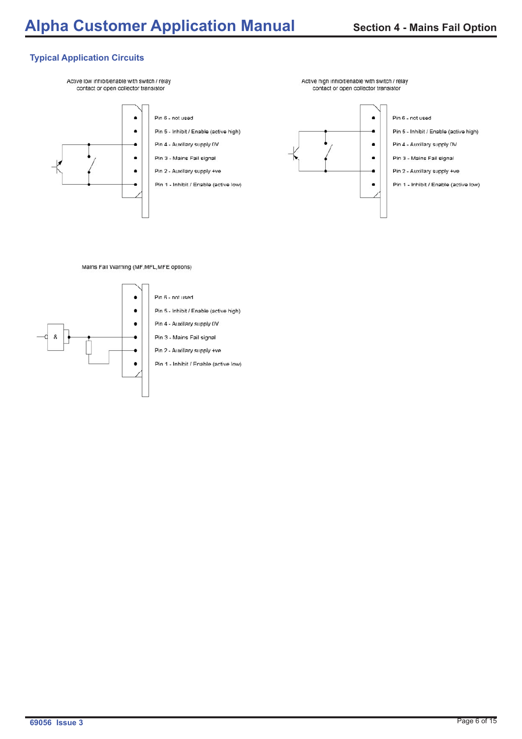## Typical Application Circuits

Active low inhibit/enable with switch / relay contact or open collector transistor

Pin 6 - not used

Pin 5 - Inhibit / Enable (active high)

Pin 4 - Auxiliary supply 0V

Pin 3 - Mains Fail signal

Pin 2 - Auxiliary supply +ve

Pin 1 - Inhibit / Enable (active low)

Active high inhibit/enable with switch / relay contact or open collector transistor

Pin 6 - not used

Pin 5 - Inhibit / Enable (active high)

Pin 4 - Auxiliary supply 0V

Pin 3 - Mains Fail signal

Pin 2 - Auxiliary supply +ve

Pin 1 - Inhibit / Enable (active low)

Mains Fail Warning (MF,MFL,MFE options)

&

Pin 6 - not used

Pin 5 - Inhibit / Enable (active high)

Pin 4 - Auxiliary supply 0V

Pin 3 - Mains Fail signal

Pin 2 - Auxiliary supply +ve

Pin 1 - Inhibit / Enable (active low)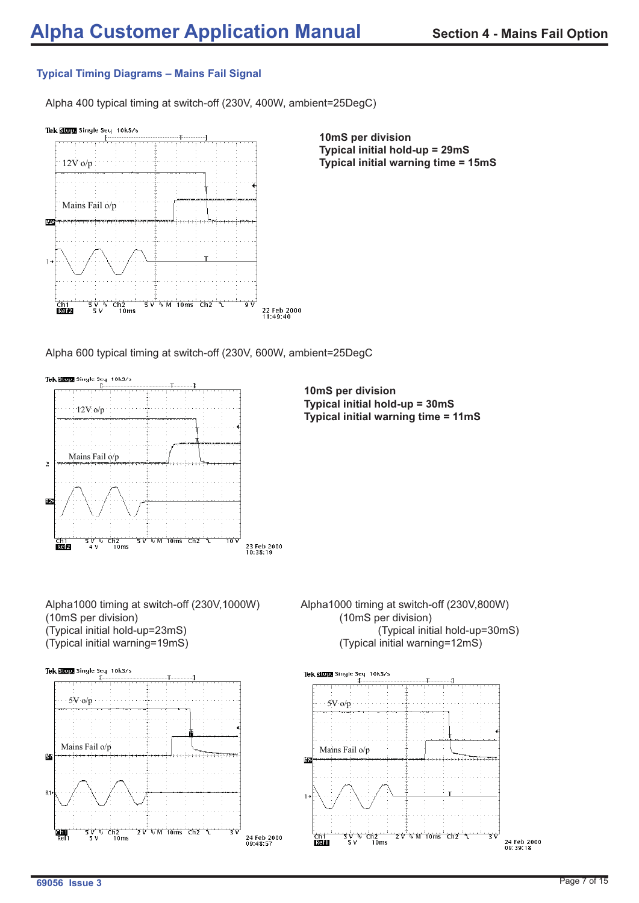### Typical Timing Diagrams – Mains Fail Signal

Alpha 400 typical timing at switch-off (230V, 400W, ambient=25DegC)

**10mS per division**
**Typical initial hold-up = 29mS**
**Typical initial warning time = 15mS**

Alpha 600 typical timing at switch-off (230V, 600W, ambient=25DegC

**10mS per division**
**Typical initial hold-up = 30mS**
**Typical initial warning time = 11mS**

Alpha1000 timing at switch-off (230V,1000W)
(10mS per division)
(Typical initial hold-up=23mS)
(Typical initial warning=19mS)

Alpha1000 timing at switch-off (230V,800W)
(10mS per division)
(Typical initial hold-up=30mS)
(Typical initial warning=12mS)

69056 Issue 3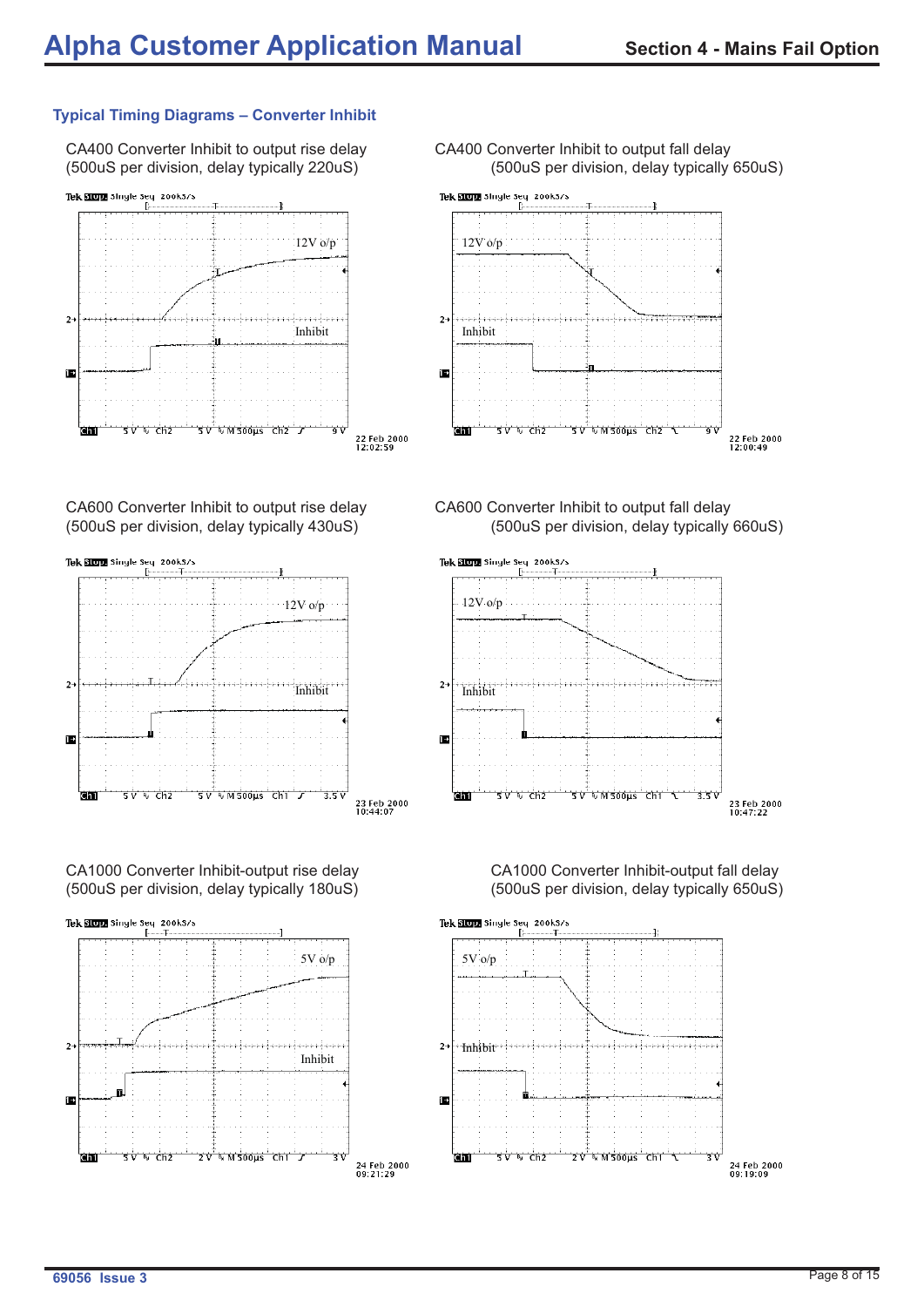### Typical Timing Diagrams – Converter Inhibit

CA400 Converter Inhibit to output rise delay
(500uS per division, delay typically 220uS)

CA400 Converter Inhibit to output fall delay
(500uS per division, delay typically 650uS)

CA600 Converter Inhibit to output rise delay
(500uS per division, delay typically 430uS)

CA600 Converter Inhibit to output fall delay
(500uS per division, delay typically 660uS)

CA1000 Converter Inhibit-output rise delay
(500uS per division, delay typically 180uS)

CA1000 Converter Inhibit-output fall delay
(500uS per division, delay typically 650uS)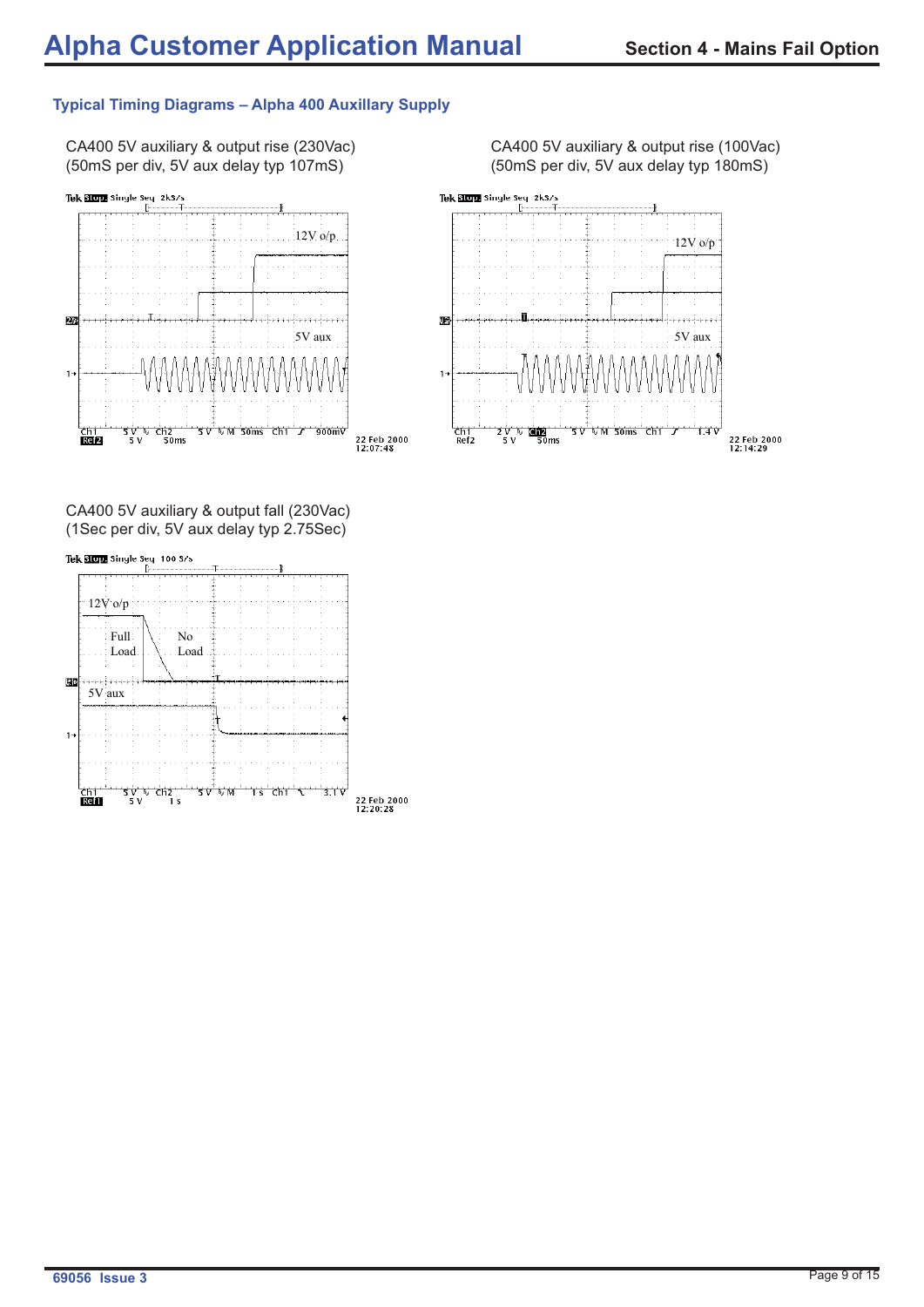## Typical Timing Diagrams – Alpha 400 Auxillary Supply

CA400 5V auxiliary & output rise (230Vac)
(50mS per div, 5V aux delay typ 107mS)

CA400 5V auxiliary & output rise (100Vac)
(50mS per div, 5V aux delay typ 180mS)

CA400 5V auxiliary & output fall (230Vac)
(1Sec per div, 5V aux delay typ 2.75Sec)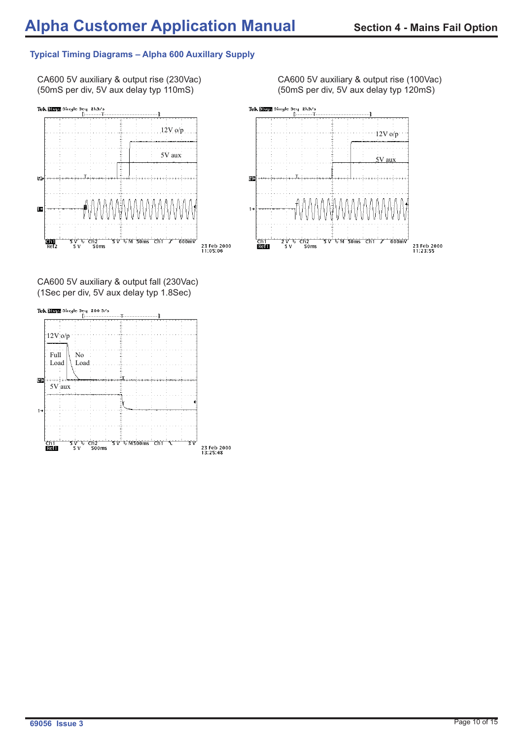### Typical Timing Diagrams – Alpha 600 Auxillary Supply

CA600 5V auxiliary & output rise (230Vac)
(50mS per div, 5V aux delay typ 110mS)

CA600 5V auxiliary & output rise (100Vac)
(50mS per div, 5V aux delay typ 120mS)

CA600 5V auxiliary & output fall (230Vac)
(1Sec per div, 5V aux delay typ 1.8Sec)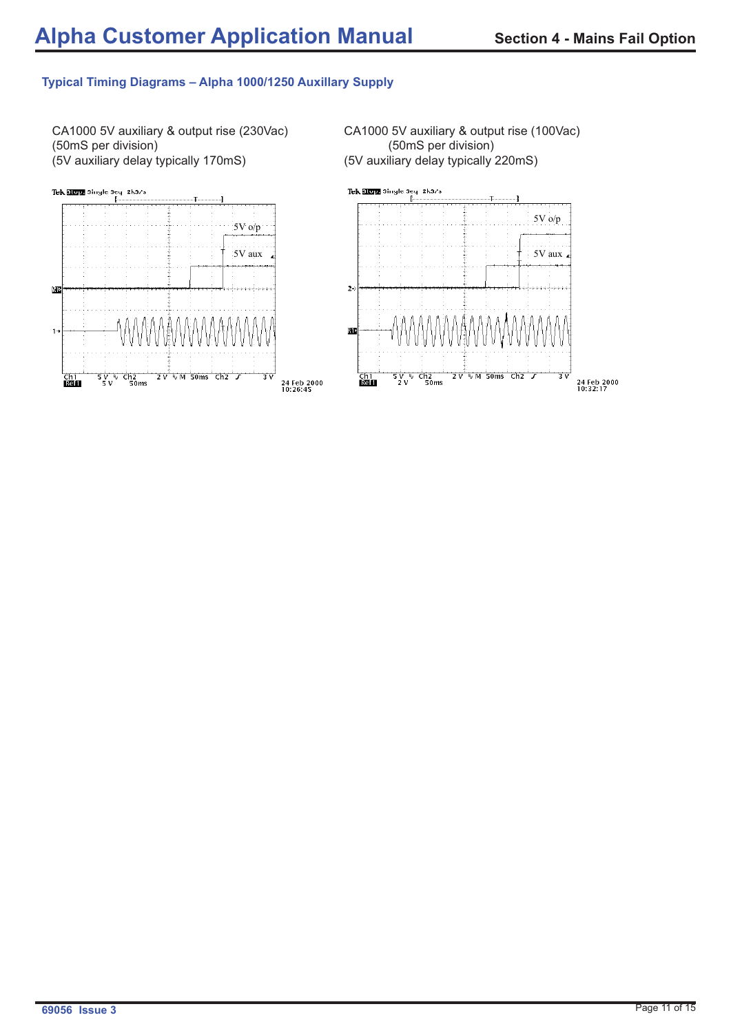### Typical Timing Diagrams – Alpha 1000/1250 Auxillary Supply

CA1000 5V auxiliary & output rise (230Vac)
(50mS per division)
(5V auxiliary delay typically 170mS)

CA1000 5V auxiliary & output rise (100Vac)
(50mS per division)
(5V auxiliary delay typically 220mS)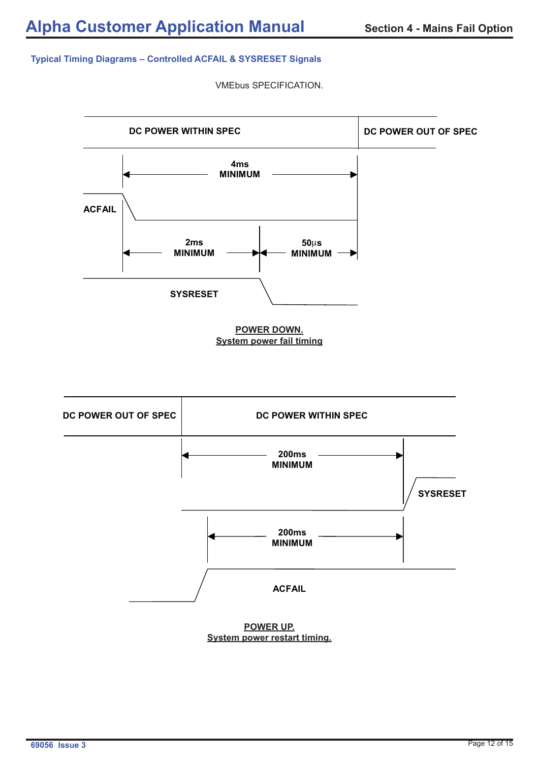### Typical Timing Diagrams – Controlled ACFAIL & SYSRESET Signals

VMEbus SPECIFICATION.

DC POWER WITHIN SPEC

DC POWER OUT OF SPEC

4ms MINIMUM

ACFAIL

2ms MINIMUM

50µs MINIMUM

SYSRESET

**POWER DOWN.**
**System power fail timing**

DC POWER OUT OF SPEC

DC POWER WITHIN SPEC

200ms MINIMUM

SYSRESET

200ms MINIMUM

ACFAIL

**POWER UP.**
**System power restart timing.**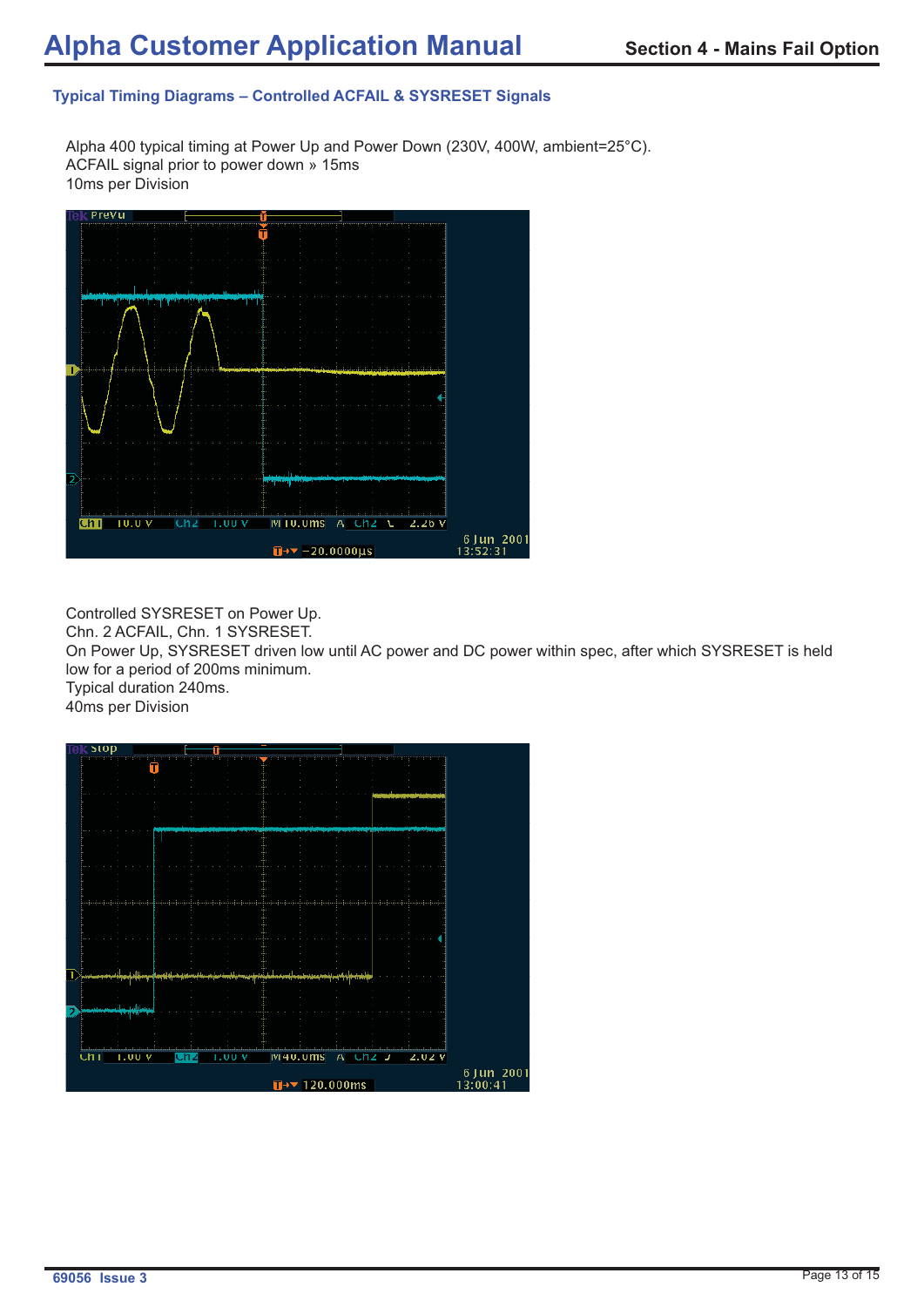## Typical Timing Diagrams – Controlled ACFAIL & SYSRESET Signals

Alpha 400 typical timing at Power Up and Power Down (230V, 400W, ambient=25°C).
ACFAIL signal prior to power down » 15ms
10ms per Division

Controlled SYSRESET on Power Up.
Chn. 2 ACFAIL, Chn. 1 SYSRESET.
On Power Up, SYSRESET driven low until AC power and DC power within spec, after which SYSRESET is held low for a period of 200ms minimum.
Typical duration 240ms.
40ms per Division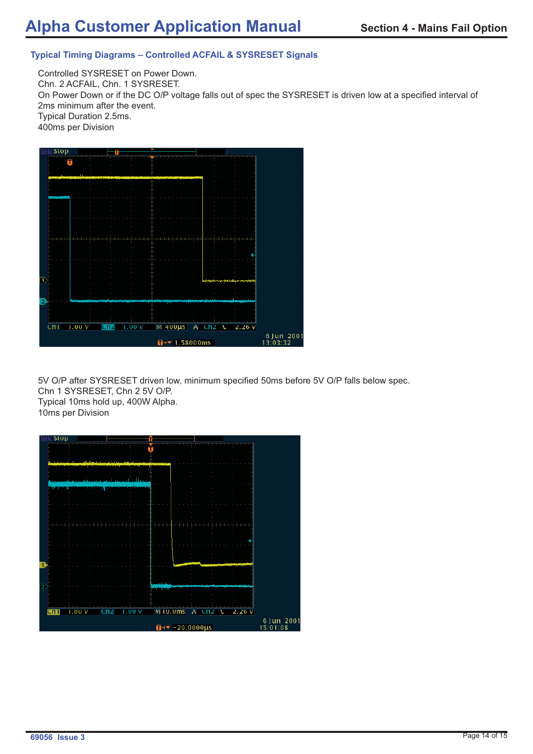## Typical Timing Diagrams – Controlled ACFAIL & SYSRESET Signals

Controlled SYSRESET on Power Down.
Chn. 2 ACFAIL, Chn. 1 SYSRESET.
On Power Down or if the DC O/P voltage falls out of spec the SYSRESET is driven low at a specified interval of 2ms minimum after the event.
Typical Duration 2.5ms.
400ms per Division

5V O/P after SYSRESET driven low, minimum specified 50ms before 5V O/P falls below spec.
Chn 1 SYSRESET, Chn 2 5V O/P.
Typical 10ms hold up, 400W Alpha.
10ms per Division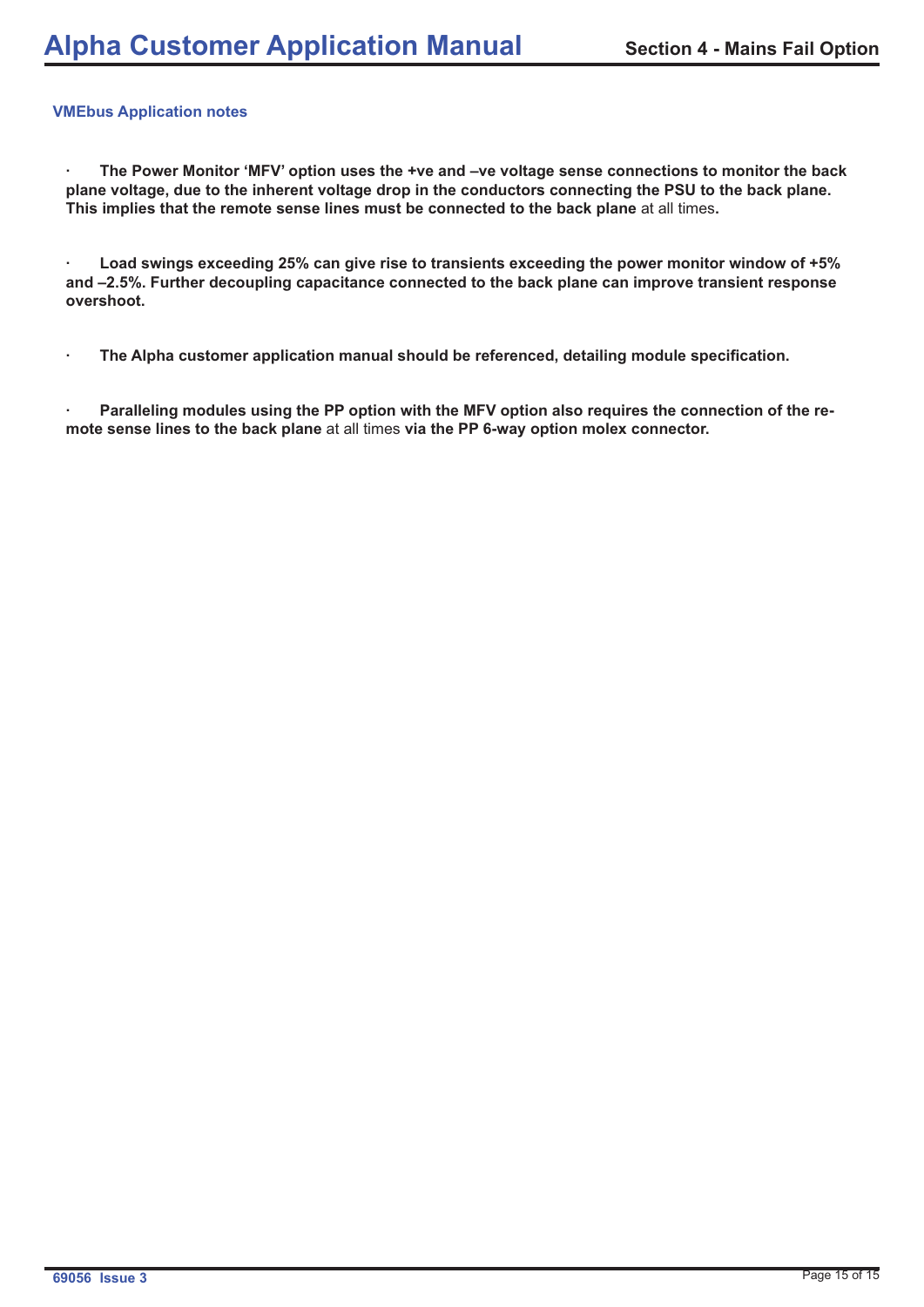### VMEbus Application notes

- **The Power Monitor ‘MFV’ option uses the +ve and –ve voltage sense connections to monitor the back plane voltage, due to the inherent voltage drop in the conductors connecting the PSU to the back plane. This implies that the remote sense lines must be connected to the back plane** at all times**.**

- **Load swings exceeding 25% can give rise to transients exceeding the power monitor window of +5% and –2.5%. Further decoupling capacitance connected to the back plane can improve transient response overshoot.**

- **The Alpha customer application manual should be referenced, detailing module specification.**

- **Paralleling modules using the PP option with the MFV option also requires the connection of the remote sense lines to the back plane** at all times **via the PP 6-way option molex connector.**